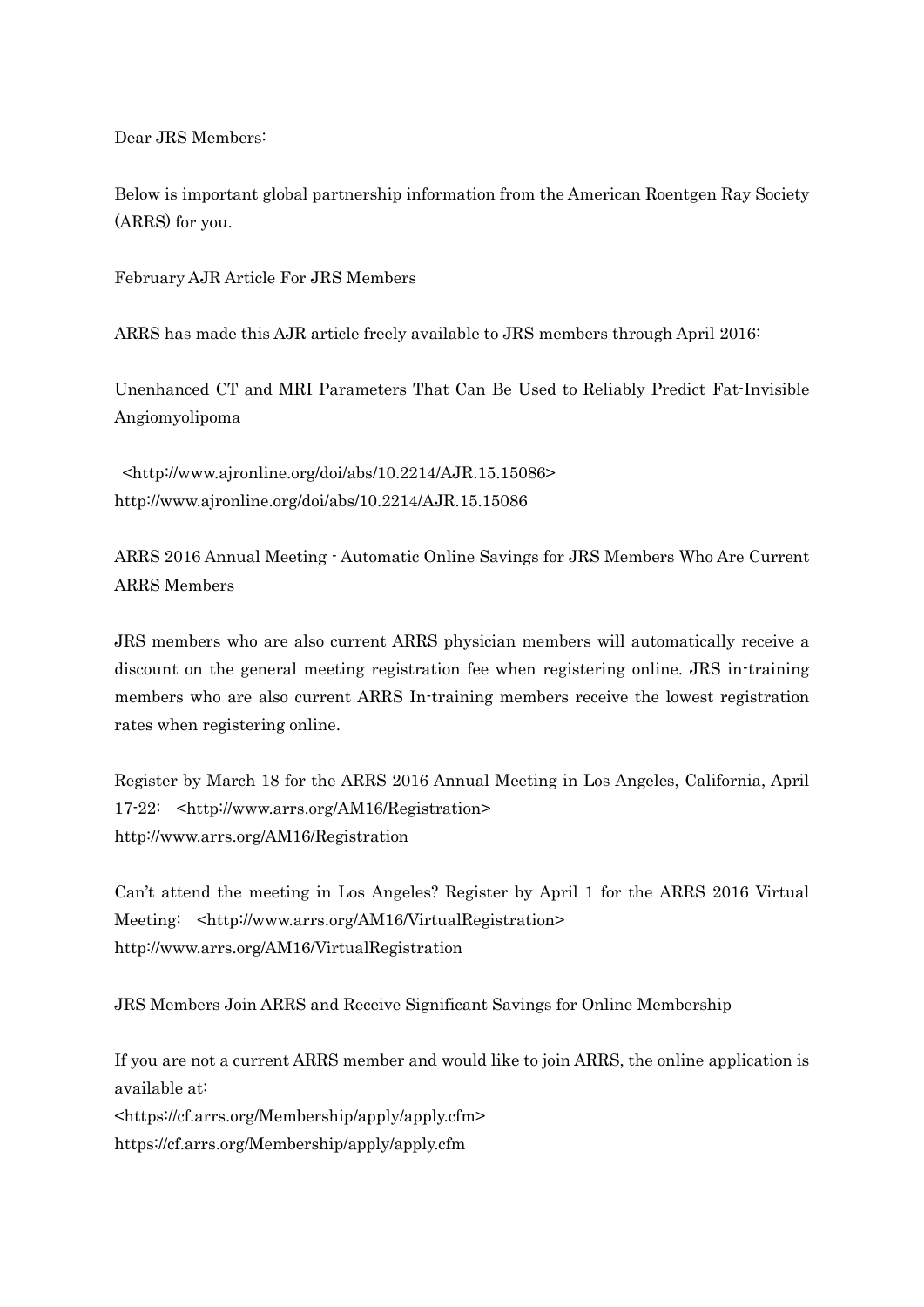Dear JRS Members:

Below is important global partnership information from the American Roentgen Ray Society (ARRS) for you.

February AJR Article For JRS Members

ARRS has made this AJR article freely available to JRS members through April 2016:

Unenhanced CT and MRI Parameters That Can Be Used to Reliably Predict Fat-Invisible Angiomyolipoma

<http://www.ajronline.org/doi/abs/10.2214/AJR.15.15086>
http://www.ajronline.org/doi/abs/10.2214/AJR.15.15086

ARRS 2016 Annual Meeting - Automatic Online Savings for JRS Members Who Are Current ARRS Members

JRS members who are also current ARRS physician members will automatically receive a discount on the general meeting registration fee when registering online. JRS in-training members who are also current ARRS In-training members receive the lowest registration rates when registering online.

Register by March 18 for the ARRS 2016 Annual Meeting in Los Angeles, California, April 17-22: <http://www.arrs.org/AM16/Registration>
http://www.arrs.org/AM16/Registration

Can't attend the meeting in Los Angeles? Register by April 1 for the ARRS 2016 Virtual Meeting: <http://www.arrs.org/AM16/VirtualRegistration>
http://www.arrs.org/AM16/VirtualRegistration

JRS Members Join ARRS and Receive Significant Savings for Online Membership

If you are not a current ARRS member and would like to join ARRS, the online application is available at:
<https://cf.arrs.org/Membership/apply/apply.cfm>
https://cf.arrs.org/Membership/apply/apply.cfm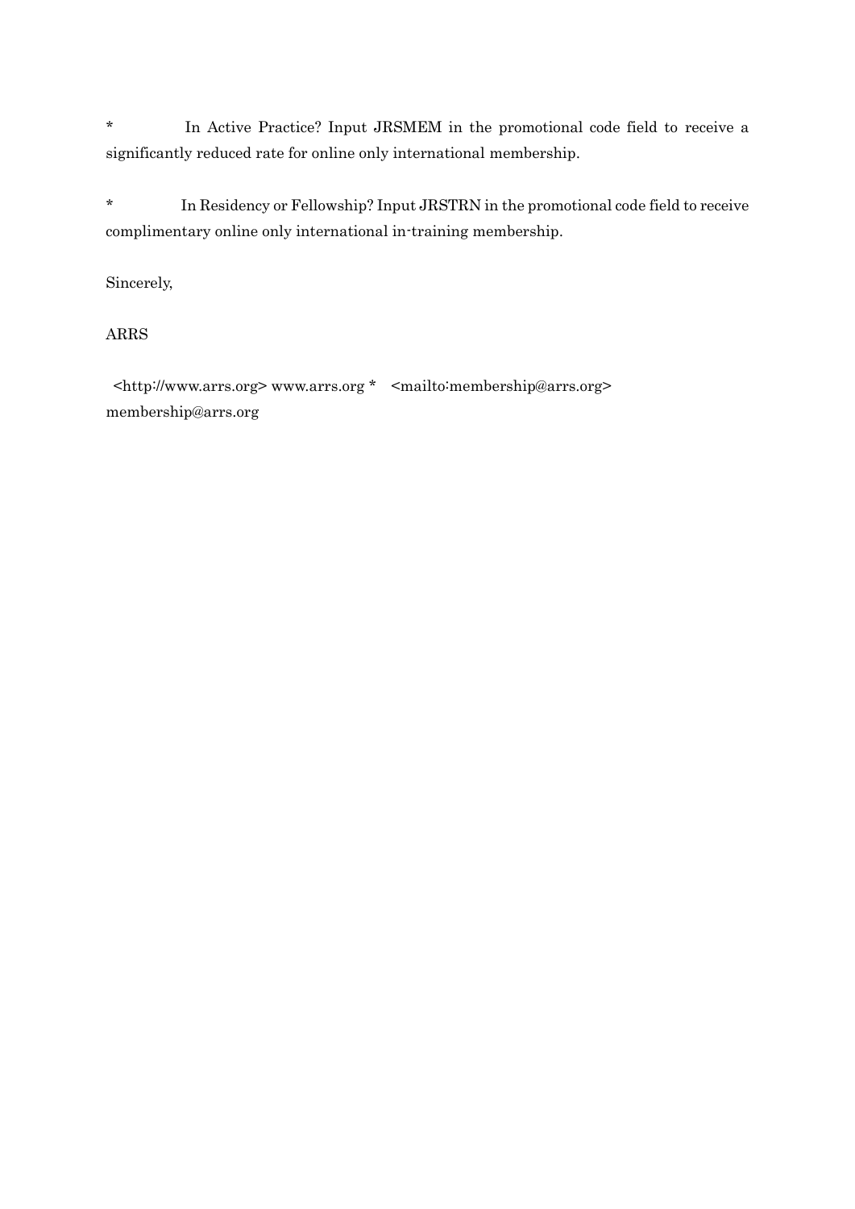* In Active Practice? Input JRSMEM in the promotional code field to receive a significantly reduced rate for online only international membership.

* In Residency or Fellowship? Input JRSTRN in the promotional code field to receive complimentary online only international in-training membership.

Sincerely,

ARRS

<http://www.arrs.org> www.arrs.org * <mailto:membership@arrs.org> membership@arrs.org